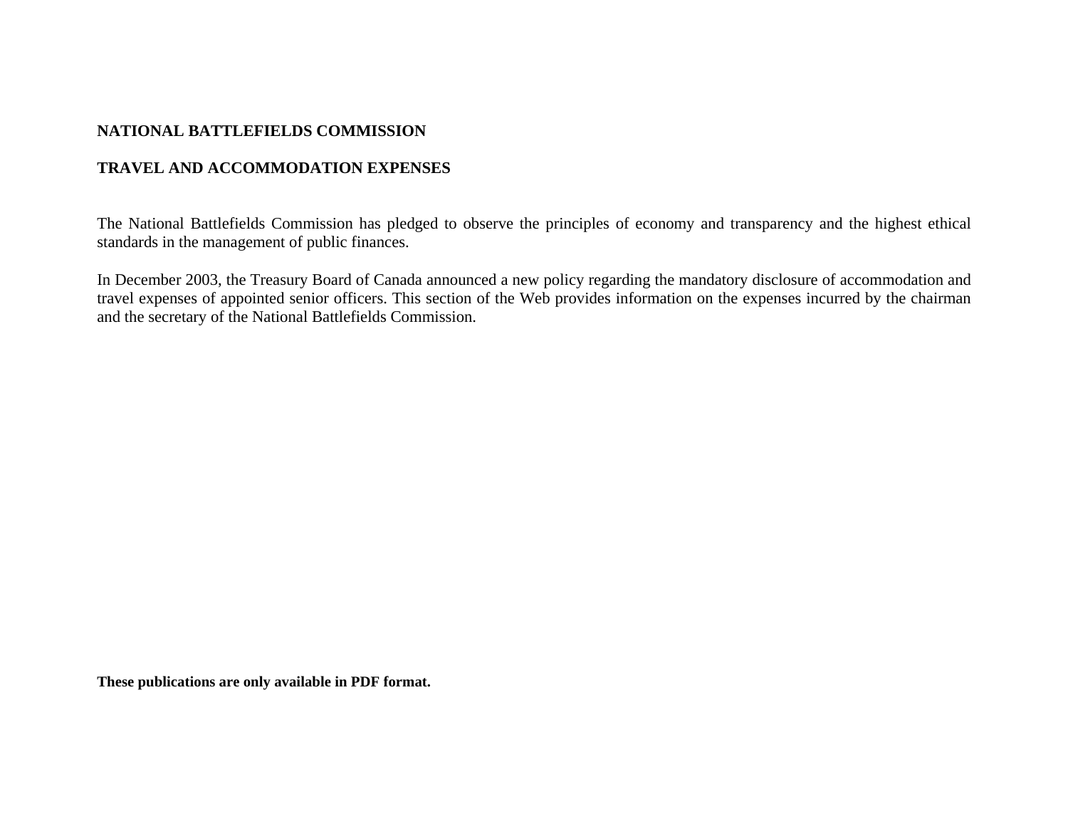**NATIONAL BATTLEFIELDS COMMISSION**

**TRAVEL AND ACCOMMODATION EXPENSES**

The National Battlefields Commission has pledged to observe the principles of economy and transparency and the highest ethical standards in the management of public finances.

In December 2003, the Treasury Board of Canada announced a new policy regarding the mandatory disclosure of accommodation and travel expenses of appointed senior officers. This section of the Web provides information on the expenses incurred by the chairman and the secretary of the National Battlefields Commission.

**These publications are only available in PDF format.**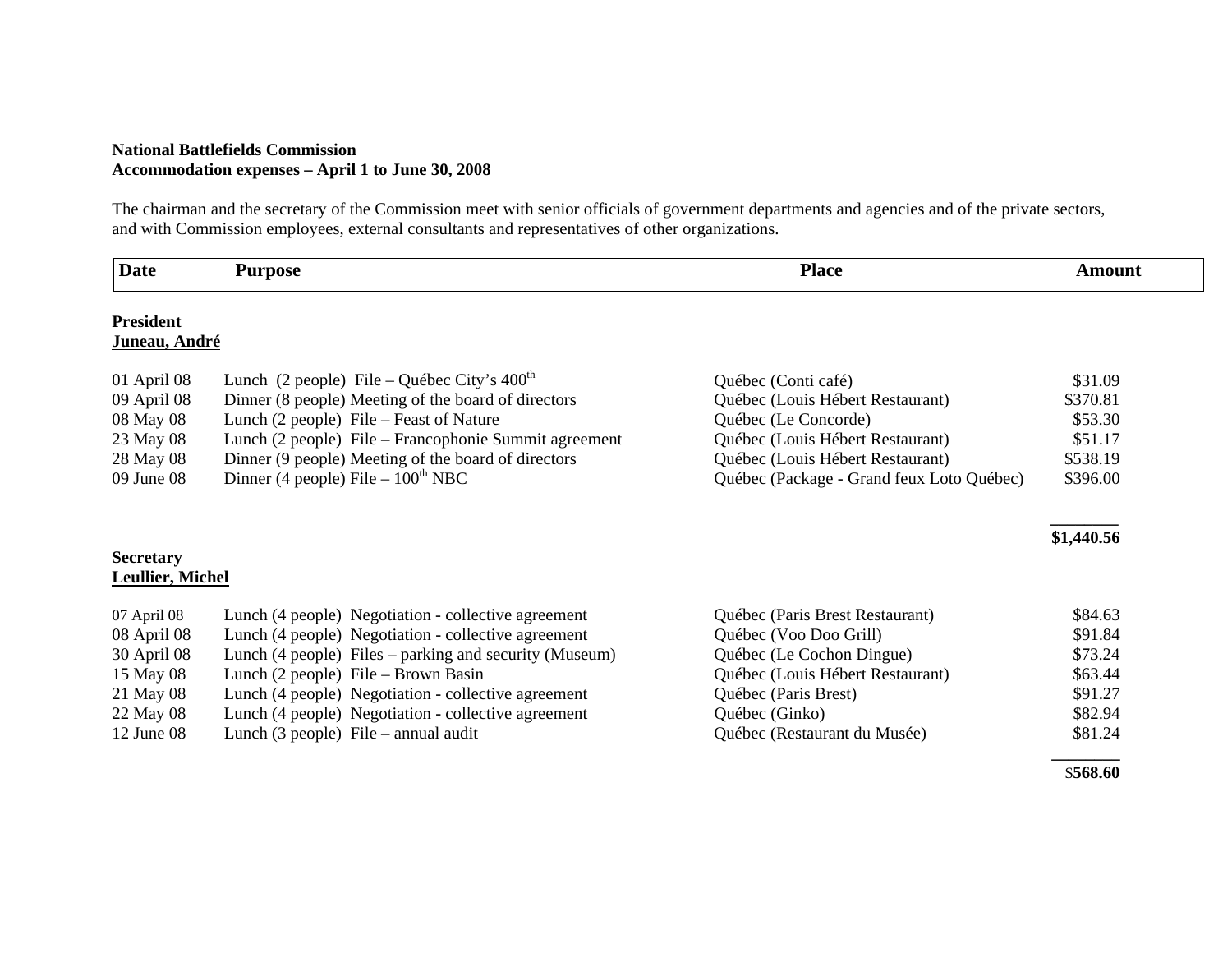**National Battlefields Commission**
**Accommodation expenses – April 1 to June 30, 2008**

The chairman and the secretary of the Commission meet with senior officials of government departments and agencies and of the private sectors, and with Commission employees, external consultants and representatives of other organizations.

| Date | Purpose | Place | Amount |
|---|---|---|---|
| **President** | | | |
| **Juneau, André** | | | |
| 01 April 08 | Lunch (2 people) File – Québec City's 400th | Québec (Conti café) | $31.09 |
| 09 April 08 | Dinner (8 people) Meeting of the board of directors | Québec (Louis Hébert Restaurant) | $370.81 |
| 08 May 08 | Lunch (2 people) File – Feast of Nature | Québec (Le Concorde) | $53.30 |
| 23 May 08 | Lunch (2 people) File – Francophonie Summit agreement | Québec (Louis Hébert Restaurant) | $51.17 |
| 28 May 08 | Dinner (9 people) Meeting of the board of directors | Québec (Louis Hébert Restaurant) | $538.19 |
| 09 June 08 | Dinner (4 people) File – 100th NBC | Québec (Package - Grand feux Loto Québec) | $396.00 |
| | | | **$1,440.56** |
| **Secretary** | | | |
| **Leullier, Michel** | | | |
| 07 April 08 | Lunch (4 people) Negotiation - collective agreement | Québec (Paris Brest Restaurant) | $84.63 |
| 08 April 08 | Lunch (4 people) Negotiation - collective agreement | Québec (Voo Doo Grill) | $91.84 |
| 30 April 08 | Lunch (4 people) Files – parking and security (Museum) | Québec (Le Cochon Dingue) | $73.24 |
| 15 May 08 | Lunch (2 people) File – Brown Basin | Québec (Louis Hébert Restaurant) | $63.44 |
| 21 May 08 | Lunch (4 people) Negotiation - collective agreement | Québec (Paris Brest) | $91.27 |
| 22 May 08 | Lunch (4 people) Negotiation - collective agreement | Québec (Ginko) | $82.94 |
| 12 June 08 | Lunch (3 people) File – annual audit | Québec (Restaurant du Musée) | $81.24 |
| | | | **$568.60** |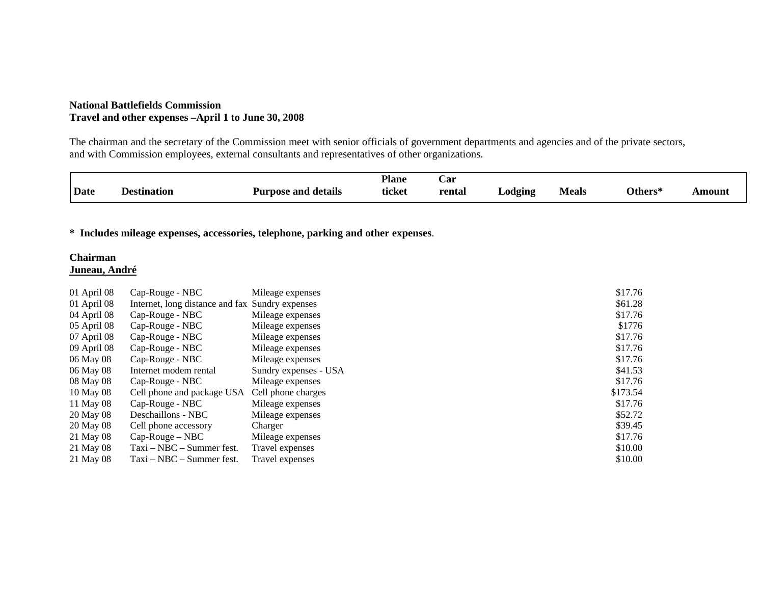**National Battlefields Commission**
**Travel and other expenses –April 1 to June 30, 2008**

The chairman and the secretary of the Commission meet with senior officials of government departments and agencies and of the private sectors, and with Commission employees, external consultants and representatives of other organizations.

**\* Includes mileage expenses, accessories, telephone, parking and other expenses**.

**Chairman**
**Juneau, André**

| Date | Destination | Purpose and details | Plane ticket | Car rental | Lodging | Meals | Others* | Amount |
|---|---|---|---|---|---|---|---|---|
| 01 April 08 | Cap-Rouge - NBC | Mileage expenses | | | | | $17.76 | |
| 01 April 08 | Internet, long distance and fax | Sundry expenses | | | | | $61.28 | |
| 04 April 08 | Cap-Rouge - NBC | Mileage expenses | | | | | $17.76 | |
| 05 April 08 | Cap-Rouge - NBC | Mileage expenses | | | | | $1776 | |
| 07 April 08 | Cap-Rouge - NBC | Mileage expenses | | | | | $17.76 | |
| 09 April 08 | Cap-Rouge - NBC | Mileage expenses | | | | | $17.76 | |
| 06 May 08 | Cap-Rouge - NBC | Mileage expenses | | | | | $17.76 | |
| 06 May 08 | Internet modem rental | Sundry expenses - USA | | | | | $41.53 | |
| 08 May 08 | Cap-Rouge - NBC | Mileage expenses | | | | | $17.76 | |
| 10 May 08 | Cell phone and package USA | Cell phone charges | | | | | $173.54 | |
| 11 May 08 | Cap-Rouge - NBC | Mileage expenses | | | | | $17.76 | |
| 20 May 08 | Deschaillons - NBC | Mileage expenses | | | | | $52.72 | |
| 20 May 08 | Cell phone accessory | Charger | | | | | $39.45 | |
| 21 May 08 | Cap-Rouge – NBC | Mileage expenses | | | | | $17.76 | |
| 21 May 08 | Taxi – NBC – Summer fest. | Travel expenses | | | | | $10.00 | |
| 21 May 08 | Taxi – NBC – Summer fest. | Travel expenses | | | | | $10.00 | |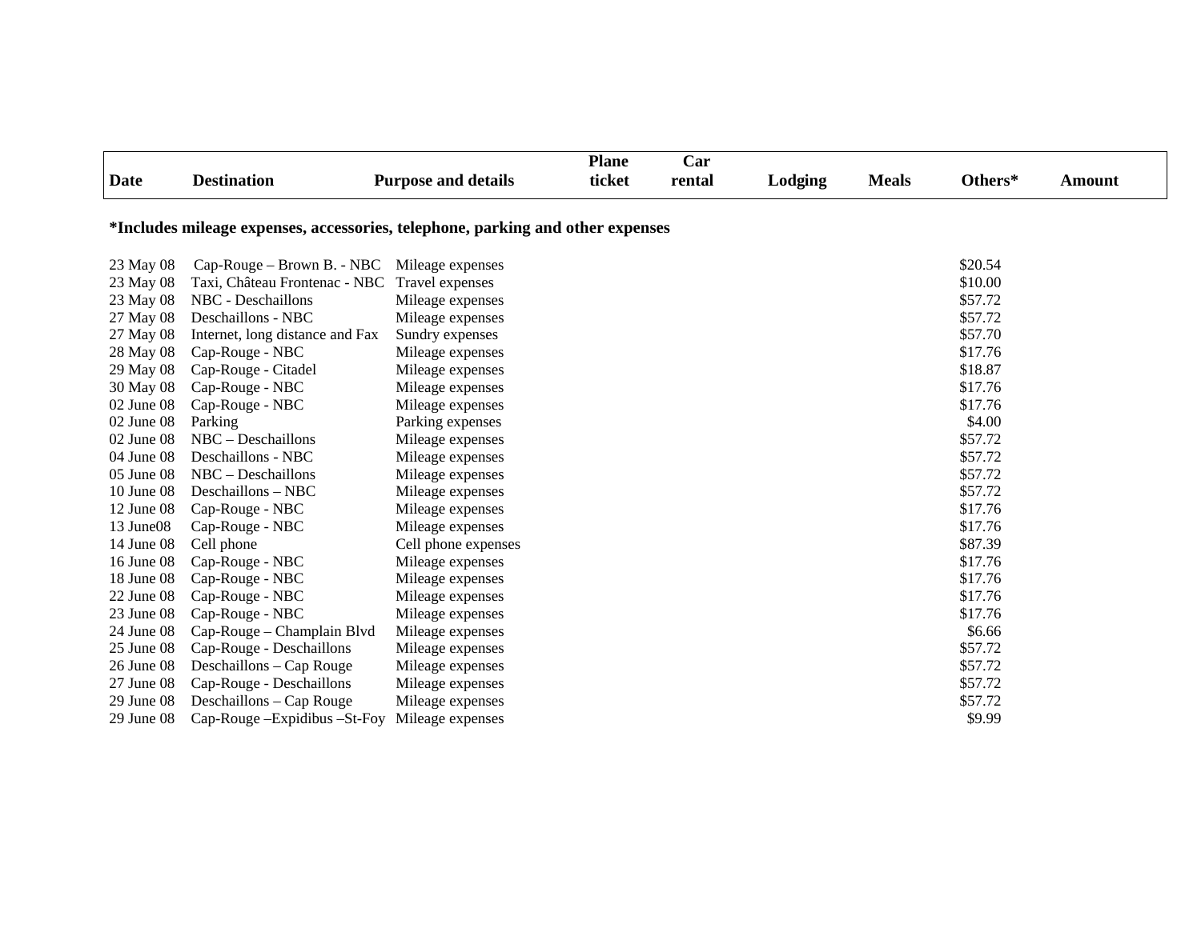| Date | Destination | Purpose and details | Plane ticket | Car rental | Lodging | Meals | Others* | Amount |
| --- | --- | --- | --- | --- | --- | --- | --- | --- |

**\*Includes mileage expenses, accessories, telephone, parking and other expenses**

| Date | Destination | Purpose and details | Plane ticket | Car rental | Lodging | Meals | Others* | Amount |
| --- | --- | --- | --- | --- | --- | --- | --- | --- |
| 23 May 08 | Cap-Rouge – Brown B. - NBC | Mileage expenses | | | | | $20.54 | |
| 23 May 08 | Taxi, Château Frontenac - NBC | Travel expenses | | | | | $10.00 | |
| 23 May 08 | NBC - Deschaillons | Mileage expenses | | | | | $57.72 | |
| 27 May 08 | Deschaillons - NBC | Mileage expenses | | | | | $57.72 | |
| 27 May 08 | Internet, long distance and Fax | Sundry expenses | | | | | $57.70 | |
| 28 May 08 | Cap-Rouge - NBC | Mileage expenses | | | | | $17.76 | |
| 29 May 08 | Cap-Rouge - Citadel | Mileage expenses | | | | | $18.87 | |
| 30 May 08 | Cap-Rouge - NBC | Mileage expenses | | | | | $17.76 | |
| 02 June 08 | Cap-Rouge - NBC | Mileage expenses | | | | | $17.76 | |
| 02 June 08 | Parking | Parking expenses | | | | | $4.00 | |
| 02 June 08 | NBC – Deschaillons | Mileage expenses | | | | | $57.72 | |
| 04 June 08 | Deschaillons - NBC | Mileage expenses | | | | | $57.72 | |
| 05 June 08 | NBC – Deschaillons | Mileage expenses | | | | | $57.72 | |
| 10 June 08 | Deschaillons – NBC | Mileage expenses | | | | | $57.72 | |
| 12 June 08 | Cap-Rouge - NBC | Mileage expenses | | | | | $17.76 | |
| 13 June08 | Cap-Rouge - NBC | Mileage expenses | | | | | $17.76 | |
| 14 June 08 | Cell phone | Cell phone expenses | | | | | $87.39 | |
| 16 June 08 | Cap-Rouge - NBC | Mileage expenses | | | | | $17.76 | |
| 18 June 08 | Cap-Rouge - NBC | Mileage expenses | | | | | $17.76 | |
| 22 June 08 | Cap-Rouge - NBC | Mileage expenses | | | | | $17.76 | |
| 23 June 08 | Cap-Rouge - NBC | Mileage expenses | | | | | $17.76 | |
| 24 June 08 | Cap-Rouge – Champlain Blvd | Mileage expenses | | | | | $6.66 | |
| 25 June 08 | Cap-Rouge - Deschaillons | Mileage expenses | | | | | $57.72 | |
| 26 June 08 | Deschaillons – Cap Rouge | Mileage expenses | | | | | $57.72 | |
| 27 June 08 | Cap-Rouge - Deschaillons | Mileage expenses | | | | | $57.72 | |
| 29 June 08 | Deschaillons – Cap Rouge | Mileage expenses | | | | | $57.72 | |
| 29 June 08 | Cap-Rouge –Expidibus –St-Foy | Mileage expenses | | | | | $9.99 | |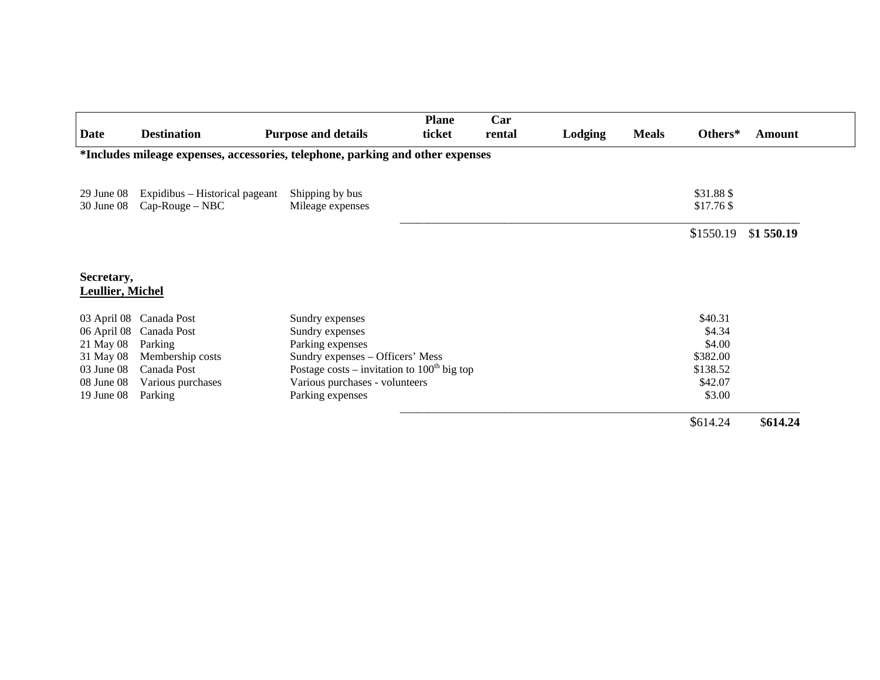| Date | Destination | Purpose and details | Plane ticket | Car rental | Lodging | Meals | Others* | Amount |
|---|---|---|---|---|---|---|---|---|

***Includes mileage expenses, accessories, telephone, parking and other expenses**

| | | | | | | | | |
|---|---|---|---|---|---|---|---|---|
| 29 June 08 | Expidibus – Historical pageant | Shipping by bus | | | | | $31.88 $ | |
| 30 June 08 | Cap-Rouge – NBC | Mileage expenses | | | | | $17.76 $ | |
| | | | | | | | $1550.19 | **$1 550.19** |

**Secretary,**
**Leullier, Michel**

| | | | | | | | | |
|---|---|---|---|---|---|---|---|---|
| 03 April 08 | Canada Post | Sundry expenses | | | | | $40.31 | |
| 06 April 08 | Canada Post | Sundry expenses | | | | | $4.34 | |
| 21 May 08 | Parking | Parking expenses | | | | | $4.00 | |
| 31 May 08 | Membership costs | Sundry expenses – Officers' Mess | | | | | $382.00 | |
| 03 June 08 | Canada Post | Postage costs – invitation to 100th big top | | | | | $138.52 | |
| 08 June 08 | Various purchases | Various purchases - volunteers | | | | | $42.07 | |
| 19 June 08 | Parking | Parking expenses | | | | | $3.00 | |
| | | | | | | | $614.24 | **$614.24** |